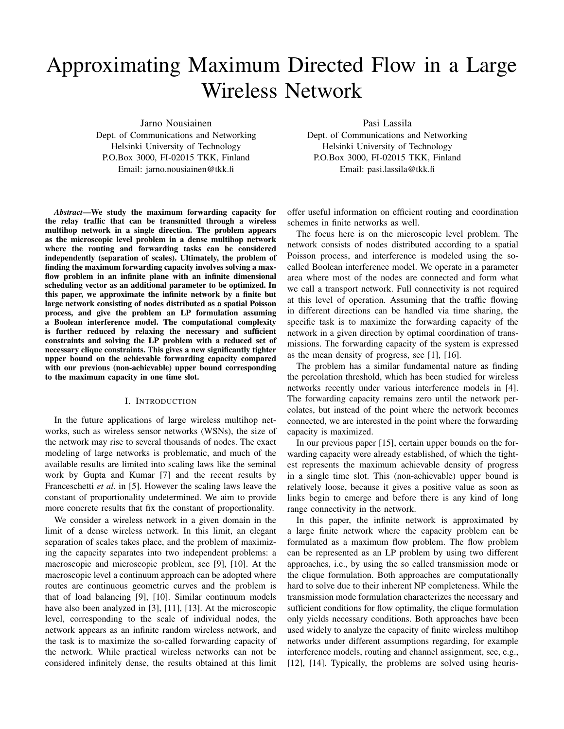# Approximating Maximum Directed Flow in a Large Wireless Network

Jarno Nousiainen
Dept. of Communications and Networking
Helsinki University of Technology
P.O.Box 3000, FI-02015 TKK, Finland
Email: jarno.nousiainen@tkk.fi

Pasi Lassila
Dept. of Communications and Networking
Helsinki University of Technology
P.O.Box 3000, FI-02015 TKK, Finland
Email: pasi.lassila@tkk.fi

***Abstract*—We study the maximum forwarding capacity for the relay traffic that can be transmitted through a wireless multihop network in a single direction. The problem appears as the microscopic level problem in a dense multihop network where the routing and forwarding tasks can be considered independently (separation of scales). Ultimately, the problem of finding the maximum forwarding capacity involves solving a max-flow problem in an infinite plane with an infinite dimensional scheduling vector as an additional parameter to be optimized. In this paper, we approximate the infinite network by a finite but large network consisting of nodes distributed as a spatial Poisson process, and give the problem an LP formulation assuming a Boolean interference model. The computational complexity is further reduced by relaxing the necessary and sufficient constraints and solving the LP problem with a reduced set of necessary clique constraints. This gives a new significantly tighter upper bound on the achievable forwarding capacity compared with our previous (non-achievable) upper bound corresponding to the maximum capacity in one time slot.**

## I. Introduction

In the future applications of large wireless multihop networks, such as wireless sensor networks (WSNs), the size of the network may rise to several thousands of nodes. The exact modeling of large networks is problematic, and much of the available results are limited into scaling laws like the seminal work by Gupta and Kumar [7] and the recent results by Franceschetti *et al.* in [5]. However the scaling laws leave the constant of proportionality undetermined. We aim to provide more concrete results that fix the constant of proportionality.

We consider a wireless network in a given domain in the limit of a dense wireless network. In this limit, an elegant separation of scales takes place, and the problem of maximizing the capacity separates into two independent problems: a macroscopic and microscopic problem, see [9], [10]. At the macroscopic level a continuum approach can be adopted where routes are continuous geometric curves and the problem is that of load balancing [9], [10]. Similar continuum models have also been analyzed in [3], [11], [13]. At the microscopic level, corresponding to the scale of individual nodes, the network appears as an infinite random wireless network, and the task is to maximize the so-called forwarding capacity of the network. While practical wireless networks can not be considered infinitely dense, the results obtained at this limit offer useful information on efficient routing and coordination schemes in finite networks as well.

The focus here is on the microscopic level problem. The network consists of nodes distributed according to a spatial Poisson process, and interference is modeled using the so-called Boolean interference model. We operate in a parameter area where most of the nodes are connected and form what we call a transport network. Full connectivity is not required at this level of operation. Assuming that the traffic flowing in different directions can be handled via time sharing, the specific task is to maximize the forwarding capacity of the network in a given direction by optimal coordination of transmissions. The forwarding capacity of the system is expressed as the mean density of progress, see [1], [16].

The problem has a similar fundamental nature as finding the percolation threshold, which has been studied for wireless networks recently under various interference models in [4]. The forwarding capacity remains zero until the network percolates, but instead of the point where the network becomes connected, we are interested in the point where the forwarding capacity is maximized.

In our previous paper [15], certain upper bounds on the forwarding capacity were already established, of which the tightest represents the maximum achievable density of progress in a single time slot. This (non-achievable) upper bound is relatively loose, because it gives a positive value as soon as links begin to emerge and before there is any kind of long range connectivity in the network.

In this paper, the infinite network is approximated by a large finite network where the capacity problem can be formulated as a maximum flow problem. The flow problem can be represented as an LP problem by using two different approaches, i.e., by using the so called transmission mode or the clique formulation. Both approaches are computationally hard to solve due to their inherent NP completeness. While the transmission mode formulation characterizes the necessary and sufficient conditions for flow optimality, the clique formulation only yields necessary conditions. Both approaches have been used widely to analyze the capacity of finite wireless multihop networks under different assumptions regarding, for example interference models, routing and channel assignment, see, e.g., [12], [14]. Typically, the problems are solved using heuris-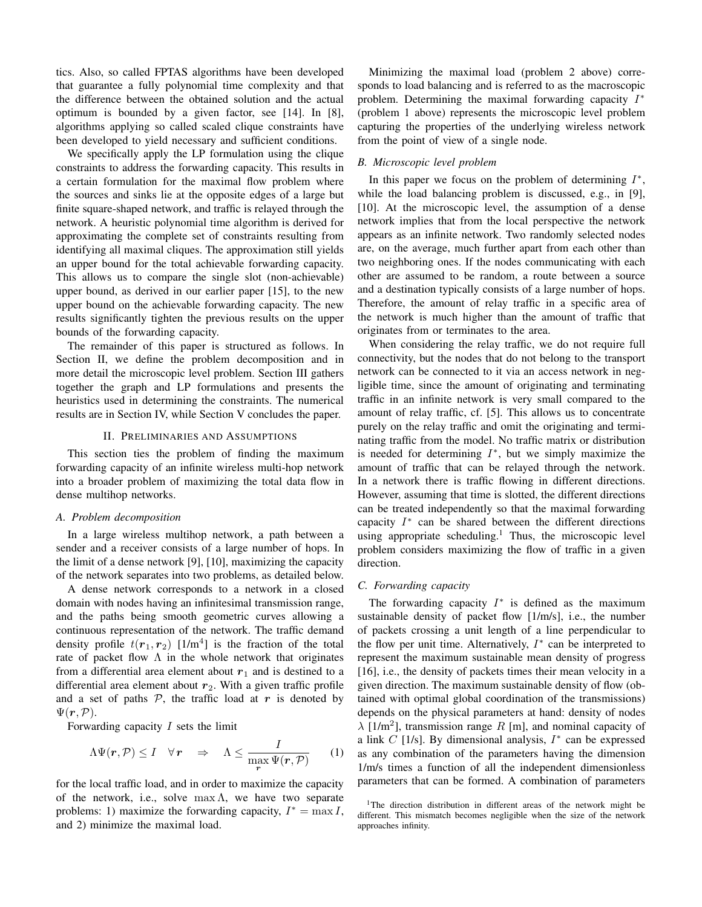tics. Also, so called FPTAS algorithms have been developed that guarantee a fully polynomial time complexity and that the difference between the obtained solution and the actual optimum is bounded by a given factor, see [14]. In [8], algorithms applying so called scaled clique constraints have been developed to yield necessary and sufficient conditions.

We specifically apply the LP formulation using the clique constraints to address the forwarding capacity. This results in a certain formulation for the maximal flow problem where the sources and sinks lie at the opposite edges of a large but finite square-shaped network, and traffic is relayed through the network. A heuristic polynomial time algorithm is derived for approximating the complete set of constraints resulting from identifying all maximal cliques. The approximation still yields an upper bound for the total achievable forwarding capacity. This allows us to compare the single slot (non-achievable) upper bound, as derived in our earlier paper [15], to the new upper bound on the achievable forwarding capacity. The new results significantly tighten the previous results on the upper bounds of the forwarding capacity.

The remainder of this paper is structured as follows. In Section II, we define the problem decomposition and in more detail the microscopic level problem. Section III gathers together the graph and LP formulations and presents the heuristics used in determining the constraints. The numerical results are in Section IV, while Section V concludes the paper.

## II. Preliminaries and Assumptions

This section ties the problem of finding the maximum forwarding capacity of an infinite wireless multi-hop network into a broader problem of maximizing the total data flow in dense multihop networks.

### A. Problem decomposition

In a large wireless multihop network, a path between a sender and a receiver consists of a large number of hops. In the limit of a dense network [9], [10], maximizing the capacity of the network separates into two problems, as detailed below.

A dense network corresponds to a network in a closed domain with nodes having an infinitesimal transmission range, and the paths being smooth geometric curves allowing a continuous representation of the network. The traffic demand density profile $t(\boldsymbol{r}_1, \boldsymbol{r}_2)$ [1/m$^4$] is the fraction of the total rate of packet flow $\Lambda$ in the whole network that originates from a differential area element about $\boldsymbol{r}_1$ and is destined to a differential area element about $\boldsymbol{r}_2$. With a given traffic profile and a set of paths $\mathcal{P}$, the traffic load at $\boldsymbol{r}$ is denoted by $\Psi(\boldsymbol{r}, \mathcal{P})$.

Forwarding capacity $I$ sets the limit

$$\Lambda \Psi(\boldsymbol{r}, \mathcal{P}) \leq I \quad \forall \boldsymbol{r} \quad \Rightarrow \quad \Lambda \leq \frac{I}{\max_{\boldsymbol{r}} \Psi(\boldsymbol{r}, \mathcal{P})} \tag{1}$$

for the local traffic load, and in order to maximize the capacity of the network, i.e., solve $\max \Lambda$, we have two separate problems: 1) maximize the forwarding capacity, $I^* = \max I$, and 2) minimize the maximal load.

Minimizing the maximal load (problem 2 above) corresponds to load balancing and is referred to as the macroscopic problem. Determining the maximal forwarding capacity $I^*$ (problem 1 above) represents the microscopic level problem capturing the properties of the underlying wireless network from the point of view of a single node.

### B. Microscopic level problem

In this paper we focus on the problem of determining $I^*$, while the load balancing problem is discussed, e.g., in [9], [10]. At the microscopic level, the assumption of a dense network implies that from the local perspective the network appears as an infinite network. Two randomly selected nodes are, on the average, much further apart from each other than two neighboring ones. If the nodes communicating with each other are assumed to be random, a route between a source and a destination typically consists of a large number of hops. Therefore, the amount of relay traffic in a specific area of the network is much higher than the amount of traffic that originates from or terminates to the area.

When considering the relay traffic, we do not require full connectivity, but the nodes that do not belong to the transport network can be connected to it via an access network in negligible time, since the amount of originating and terminating traffic in an infinite network is very small compared to the amount of relay traffic, cf. [5]. This allows us to concentrate purely on the relay traffic and omit the originating and terminating traffic from the model. No traffic matrix or distribution is needed for determining $I^*$, but we simply maximize the amount of traffic that can be relayed through the network. In a network there is traffic flowing in different directions. However, assuming that time is slotted, the different directions can be treated independently so that the maximal forwarding capacity $I^*$ can be shared between the different directions using appropriate scheduling.[1] Thus, the microscopic level problem considers maximizing the flow of traffic in a given direction.

### C. Forwarding capacity

The forwarding capacity $I^*$ is defined as the maximum sustainable density of packet flow [1/m/s], i.e., the number of packets crossing a unit length of a line perpendicular to the flow per unit time. Alternatively, $I^*$ can be interpreted to represent the maximum sustainable mean density of progress [16], i.e., the density of packets times their mean velocity in a given direction. The maximum sustainable density of flow (obtained with optimal global coordination of the transmissions) depends on the physical parameters at hand: density of nodes $\lambda$ [1/m$^2$], transmission range $R$ [m], and nominal capacity of a link $C$ [1/s]. By dimensional analysis, $I^*$ can be expressed as any combination of the parameters having the dimension 1/m/s times a function of all the independent dimensionless parameters that can be formed. A combination of parameters

[1] The direction distribution in different areas of the network might be different. This mismatch becomes negligible when the size of the network approaches infinity.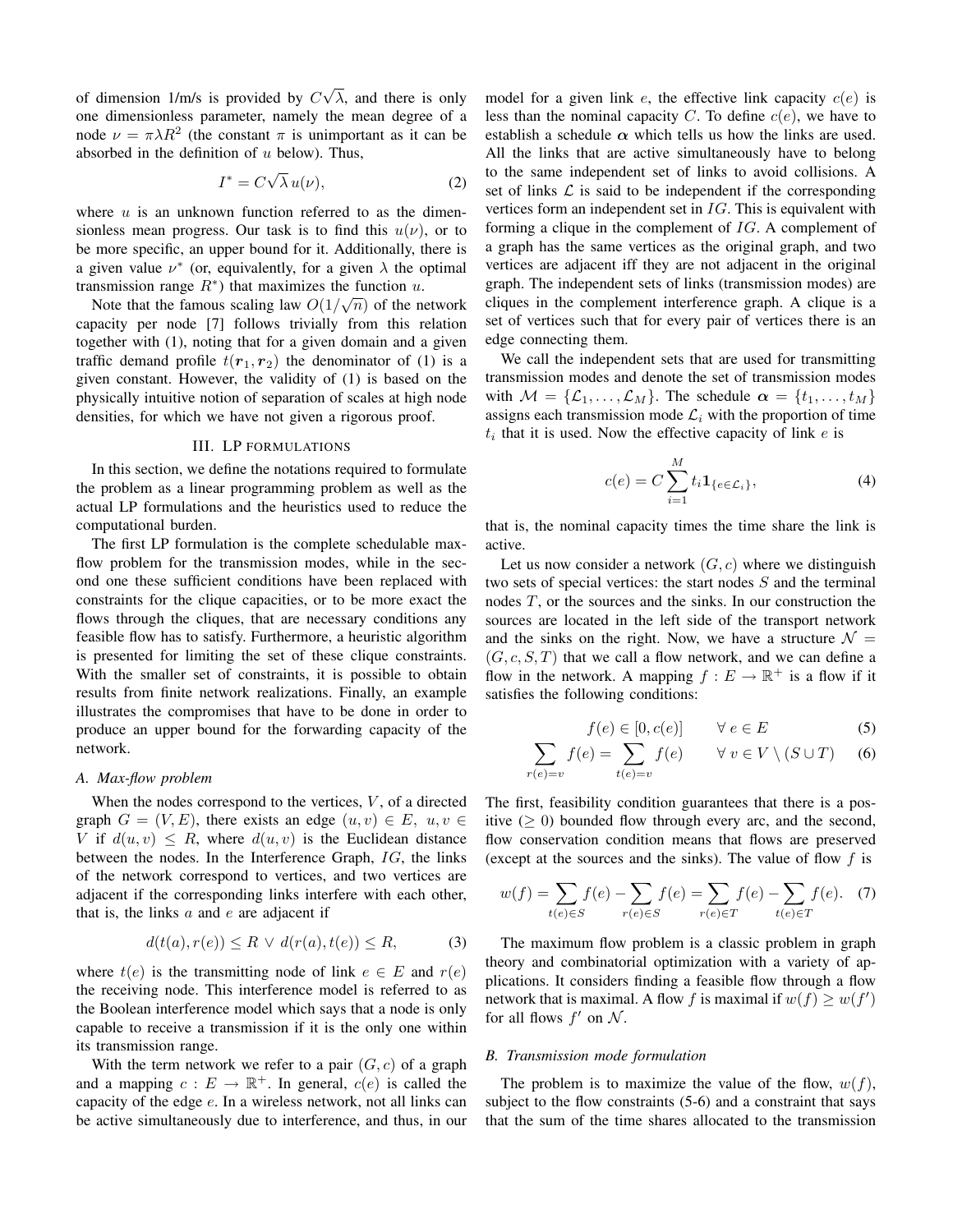of dimension 1/m/s is provided by $C\sqrt{\lambda}$, and there is only one dimensionless parameter, namely the mean degree of a node $\nu = \pi\lambda R^2$ (the constant $\pi$ is unimportant as it can be absorbed in the definition of $u$ below). Thus,

$$I^* = C\sqrt{\lambda}\, u(\nu), \tag{2}$$

where $u$ is an unknown function referred to as the dimensionless mean progress. Our task is to find this $u(\nu)$, or to be more specific, an upper bound for it. Additionally, there is a given value $\nu^*$ (or, equivalently, for a given $\lambda$ the optimal transmission range $R^*$) that maximizes the function $u$.

Note that the famous scaling law $O(1/\sqrt{n})$ of the network capacity per node [7] follows trivially from this relation together with (1), noting that for a given domain and a given traffic demand profile $t(\boldsymbol{r}_1, \boldsymbol{r}_2)$ the denominator of (1) is a given constant. However, the validity of (1) is based on the physically intuitive notion of separation of scales at high node densities, for which we have not given a rigorous proof.

## III. LP FORMULATIONS

In this section, we define the notations required to formulate the problem as a linear programming problem as well as the actual LP formulations and the heuristics used to reduce the computational burden.

The first LP formulation is the complete schedulable max-flow problem for the transmission modes, while in the second one these sufficient conditions have been replaced with constraints for the clique capacities, or to be more exact the flows through the cliques, that are necessary conditions any feasible flow has to satisfy. Furthermore, a heuristic algorithm is presented for limiting the set of these clique constraints. With the smaller set of constraints, it is possible to obtain results from finite network realizations. Finally, an example illustrates the compromises that have to be done in order to produce an upper bound for the forwarding capacity of the network.

### A. Max-flow problem

When the nodes correspond to the vertices, $V$, of a directed graph $G = (V, E)$, there exists an edge $(u, v) \in E,\ u, v \in V$ if $d(u, v) \leq R$, where $d(u, v)$ is the Euclidean distance between the nodes. In the Interference Graph, $IG$, the links of the network correspond to vertices, and two vertices are adjacent if the corresponding links interfere with each other, that is, the links $a$ and $e$ are adjacent if

$$d(t(a), r(e)) \leq R \ \vee\ d(r(a), t(e)) \leq R, \tag{3}$$

where $t(e)$ is the transmitting node of link $e \in E$ and $r(e)$ the receiving node. This interference model is referred to as the Boolean interference model which says that a node is only capable to receive a transmission if it is the only one within its transmission range.

With the term network we refer to a pair $(G, c)$ of a graph and a mapping $c : E \to \mathbb{R}^+$. In general, $c(e)$ is called the capacity of the edge $e$. In a wireless network, not all links can be active simultaneously due to interference, and thus, in our model for a given link $e$, the effective link capacity $c(e)$ is less than the nominal capacity $C$. To define $c(e)$, we have to establish a schedule $\boldsymbol{\alpha}$ which tells us how the links are used. All the links that are active simultaneously have to belong to the same independent set of links to avoid collisions. A set of links $\mathcal{L}$ is said to be independent if the corresponding vertices form an independent set in $IG$. This is equivalent with forming a clique in the complement of $IG$. A complement of a graph has the same vertices as the original graph, and two vertices are adjacent iff they are not adjacent in the original graph. The independent sets of links (transmission modes) are cliques in the complement interference graph. A clique is a set of vertices such that for every pair of vertices there is an edge connecting them.

We call the independent sets that are used for transmitting transmission modes and denote the set of transmission modes with $\mathcal{M} = \{\mathcal{L}_1, \ldots, \mathcal{L}_M\}$. The schedule $\boldsymbol{\alpha} = \{t_1, \ldots, t_M\}$ assigns each transmission mode $\mathcal{L}_i$ with the proportion of time $t_i$ that it is used. Now the effective capacity of link $e$ is

$$c(e) = C \sum_{i=1}^{M} t_i \mathbf{1}_{\{e \in \mathcal{L}_i\}}, \tag{4}$$

that is, the nominal capacity times the time share the link is active.

Let us now consider a network $(G, c)$ where we distinguish two sets of special vertices: the start nodes $S$ and the terminal nodes $T$, or the sources and the sinks. In our construction the sources are located in the left side of the transport network and the sinks on the right. Now, we have a structure $\mathcal{N} = (G, c, S, T)$ that we call a flow network, and we can define a flow in the network. A mapping $f : E \to \mathbb{R}^+$ is a flow if it satisfies the following conditions:

$$f(e) \in [0, c(e)] \qquad \forall\ e \in E \tag{5}$$

$$\sum_{r(e)=v} f(e) = \sum_{t(e)=v} f(e) \qquad \forall\ v \in V \setminus (S \cup T) \tag{6}$$

The first, feasibility condition guarantees that there is a positive ($\geq 0$) bounded flow through every arc, and the second, flow conservation condition means that flows are preserved (except at the sources and the sinks). The value of flow $f$ is

$$w(f) = \sum_{t(e)\in S} f(e) - \sum_{r(e)\in S} f(e) = \sum_{r(e)\in T} f(e) - \sum_{t(e)\in T} f(e). \tag{7}$$

The maximum flow problem is a classic problem in graph theory and combinatorial optimization with a variety of applications. It considers finding a feasible flow through a flow network that is maximal. A flow $f$ is maximal if $w(f) \geq w(f')$ for all flows $f'$ on $\mathcal{N}$.

### B. Transmission mode formulation

The problem is to maximize the value of the flow, $w(f)$, subject to the flow constraints (5-6) and a constraint that says that the sum of the time shares allocated to the transmission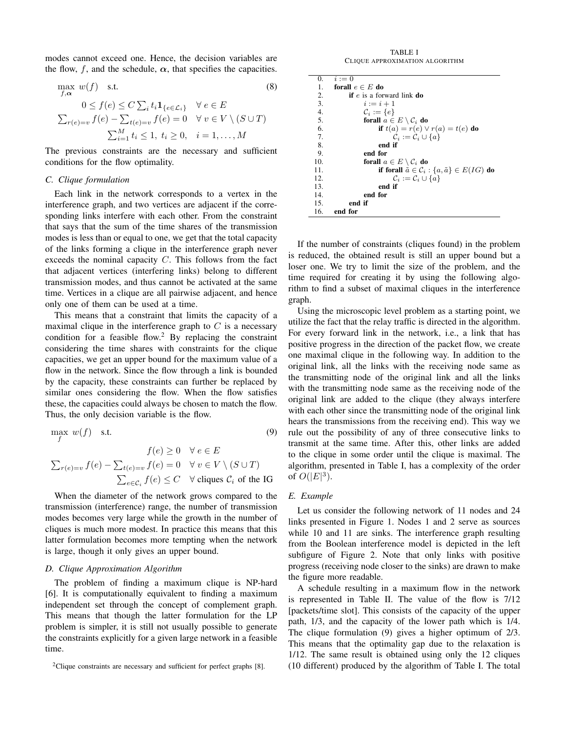modes cannot exceed one. Hence, the decision variables are the flow, $f$, and the schedule, $\boldsymbol{\alpha}$, that specifies the capacities.

$$
\max_{f,\boldsymbol{\alpha}} \; w(f) \quad \text{s.t.} \tag{8}
$$
$$
0 \le f(e) \le C \sum_i t_i \mathbf{1}_{\{e \in \mathcal{L}_i\}} \quad \forall\, e \in E
$$
$$
\sum_{r(e)=v} f(e) - \sum_{t(e)=v} f(e) = 0 \quad \forall\, v \in V \setminus (S \cup T)
$$
$$
\sum_{i=1}^{M} t_i \le 1,\; t_i \ge 0, \quad i = 1, \ldots, M
$$

The previous constraints are the necessary and sufficient conditions for the flow optimality.

### C. Clique formulation

Each link in the network corresponds to a vertex in the interference graph, and two vertices are adjacent if the corresponding links interfere with each other. From the constraint that says that the sum of the time shares of the transmission modes is less than or equal to one, we get that the total capacity of the links forming a clique in the interference graph never exceeds the nominal capacity $C$. This follows from the fact that adjacent vertices (interfering links) belong to different transmission modes, and thus cannot be activated at the same time. Vertices in a clique are all pairwise adjacent, and hence only one of them can be used at a time.

This means that a constraint that limits the capacity of a maximal clique in the interference graph to $C$ is a necessary condition for a feasible flow.[2] By replacing the constraint considering the time shares with constraints for the clique capacities, we get an upper bound for the maximum value of a flow in the network. Since the flow through a link is bounded by the capacity, these constraints can further be replaced by similar ones considering the flow. When the flow satisfies these, the capacities could always be chosen to match the flow. Thus, the only decision variable is the flow.

$$
\max_{f} \; w(f) \quad \text{s.t.} \tag{9}
$$
$$
f(e) \ge 0 \quad \forall\, e \in E
$$
$$
\sum_{r(e)=v} f(e) - \sum_{t(e)=v} f(e) = 0 \quad \forall\, v \in V \setminus (S \cup T)
$$
$$
\sum_{e \in \mathcal{C}_i} f(e) \le C \quad \forall \text{ cliques } \mathcal{C}_i \text{ of the IG}
$$

When the diameter of the network grows compared to the transmission (interference) range, the number of transmission modes becomes very large while the growth in the number of cliques is much more modest. In practice this means that this latter formulation becomes more tempting when the network is large, though it only gives an upper bound.

### D. Clique Approximation Algorithm

The problem of finding a maximum clique is NP-hard [6]. It is computationally equivalent to finding a maximum independent set through the concept of complement graph. This means that though the latter formulation for the LP problem is simpler, it is still not usually possible to generate the constraints explicitly for a given large network in a feasible time.

[2] Clique constraints are necessary and sufficient for perfect graphs [8].

TABLE I
CLIQUE APPROXIMATION ALGORITHM

```
 0.  i := 0
 1.  forall e ∈ E do
 2.      if e is a forward link do
 3.          i := i + 1
 4.          C_i := {e}
 5.          forall a ∈ E \ C_i do
 6.              if t(a) = r(e) ∨ r(a) = t(e) do
 7.                  C_i := C_i ∪ {a}
 8.              end if
 9.          end for
10.          forall a ∈ E \ C_i do
11.              if forall ã ∈ C_i : {a, ã} ∈ E(IG) do
12.                  C_i := C_i ∪ {a}
13.              end if
14.          end for
15.      end if
16.  end for
```

If the number of constraints (cliques found) in the problem is reduced, the obtained result is still an upper bound but a loser one. We try to limit the size of the problem, and the time required for creating it by using the following algorithm to find a subset of maximal cliques in the interference graph.

Using the microscopic level problem as a starting point, we utilize the fact that the relay traffic is directed in the algorithm. For every forward link in the network, i.e., a link that has positive progress in the direction of the packet flow, we create one maximal clique in the following way. In addition to the original link, all the links with the receiving node same as the transmitting node of the original link and all the links with the transmitting node same as the receiving node of the original link are added to the clique (they always interfere with each other since the transmitting node of the original link hears the transmissions from the receiving end). This way we rule out the possibility of any of three consecutive links to transmit at the same time. After this, other links are added to the clique in some order until the clique is maximal. The algorithm, presented in Table I, has a complexity of the order of $O(|E|^3)$.

### E. Example

Let us consider the following network of 11 nodes and 24 links presented in Figure 1. Nodes 1 and 2 serve as sources while 10 and 11 are sinks. The interference graph resulting from the Boolean interference model is depicted in the left subfigure of Figure 2. Note that only links with positive progress (receiving node closer to the sinks) are drawn to make the figure more readable.

A schedule resulting in a maximum flow in the network is represented in Table II. The value of the flow is 7/12 [packets/time slot]. This consists of the capacity of the upper path, 1/3, and the capacity of the lower path which is 1/4. The clique formulation (9) gives a higher optimum of 2/3. This means that the optimality gap due to the relaxation is 1/12. The same result is obtained using only the 12 cliques (10 different) produced by the algorithm of Table I. The total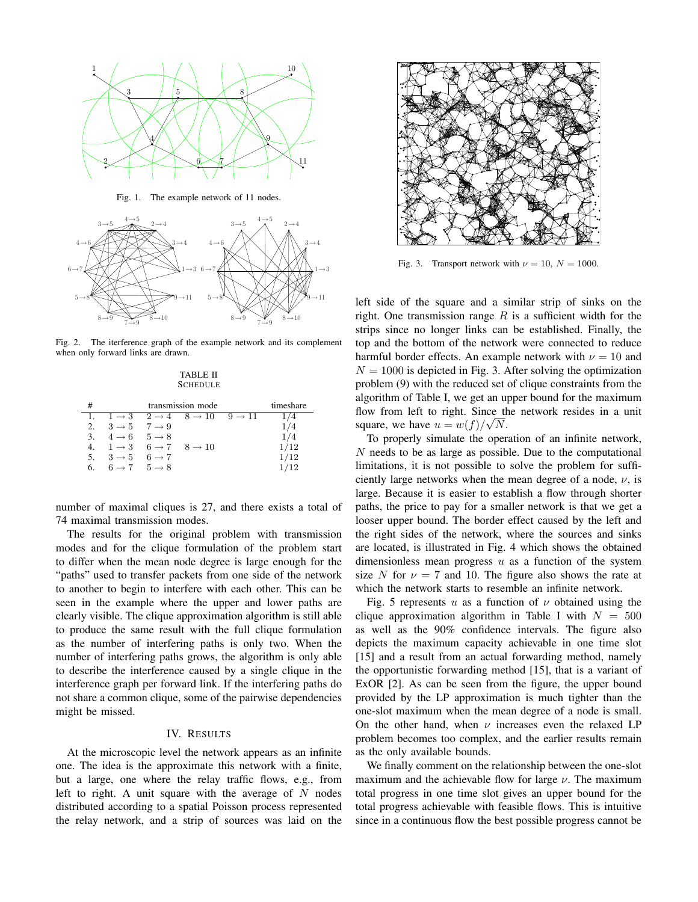Fig. 1. The example network of 11 nodes.

Fig. 2. The iterference graph of the example network and its complement when only forward links are drawn.

TABLE II
SCHEDULE

| # | transmission mode | | | | timeshare |
|---|---|---|---|---|---|
| 1. | $1 \to 3$ | $2 \to 4$ | $8 \to 10$ | $9 \to 11$ | $1/4$ |
| 2. | $3 \to 5$ | $7 \to 9$ | | | $1/4$ |
| 3. | $4 \to 6$ | $5 \to 8$ | | | $1/4$ |
| 4. | $1 \to 3$ | $6 \to 7$ | $8 \to 10$ | | $1/12$ |
| 5. | $3 \to 5$ | $6 \to 7$ | | | $1/12$ |
| 6. | $6 \to 7$ | $5 \to 8$ | | | $1/12$ |

number of maximal cliques is 27, and there exists a total of 74 maximal transmission modes.

The results for the original problem with transmission modes and for the clique formulation of the problem start to differ when the mean node degree is large enough for the "paths" used to transfer packets from one side of the network to another to begin to interfere with each other. This can be seen in the example where the upper and lower paths are clearly visible. The clique approximation algorithm is still able to produce the same result with the full clique formulation as the number of interfering paths is only two. When the number of interfering paths grows, the algorithm is only able to describe the interference caused by a single clique in the interference graph per forward link. If the interfering paths do not share a common clique, some of the pairwise dependencies might be missed.

## IV. Results

At the microscopic level the network appears as an infinite one. The idea is the approximate this network with a finite, but a large, one where the relay traffic flows, e.g., from left to right. A unit square with the average of $N$ nodes distributed according to a spatial Poisson process represented the relay network, and a strip of sources was laid on the left side of the square and a similar strip of sinks on the right. One transmission range $R$ is a sufficient width for the strips since no longer links can be established. Finally, the top and the bottom of the network were connected to reduce harmful border effects. An example network with $\nu = 10$ and $N = 1000$ is depicted in Fig. 3. After solving the optimization problem (9) with the reduced set of clique constraints from the algorithm of Table I, we get an upper bound for the maximum flow from left to right. Since the network resides in a unit square, we have $u = w(f)/\sqrt{N}$.

Fig. 3. Transport network with $\nu = 10$, $N = 1000$.

To properly simulate the operation of an infinite network, $N$ needs to be as large as possible. Due to the computational limitations, it is not possible to solve the problem for sufficiently large networks when the mean degree of a node, $\nu$, is large. Because it is easier to establish a flow through shorter paths, the price to pay for a smaller network is that we get a looser upper bound. The border effect caused by the left and the right sides of the network, where the sources and sinks are located, is illustrated in Fig. 4 which shows the obtained dimensionless mean progress $u$ as a function of the system size $N$ for $\nu = 7$ and 10. The figure also shows the rate at which the network starts to resemble an infinite network.

Fig. 5 represents $u$ as a function of $\nu$ obtained using the clique approximation algorithm in Table I with $N = 500$ as well as the 90% confidence intervals. The figure also depicts the maximum capacity achievable in one time slot [15] and a result from an actual forwarding method, namely the opportunistic forwarding method [15], that is a variant of ExOR [2]. As can be seen from the figure, the upper bound provided by the LP approximation is much tighter than the one-slot maximum when the mean degree of a node is small. On the other hand, when $\nu$ increases even the relaxed LP problem becomes too complex, and the earlier results remain as the only available bounds.

We finally comment on the relationship between the one-slot maximum and the achievable flow for large $\nu$. The maximum total progress in one time slot gives an upper bound for the total progress achievable with feasible flows. This is intuitive since in a continuous flow the best possible progress cannot be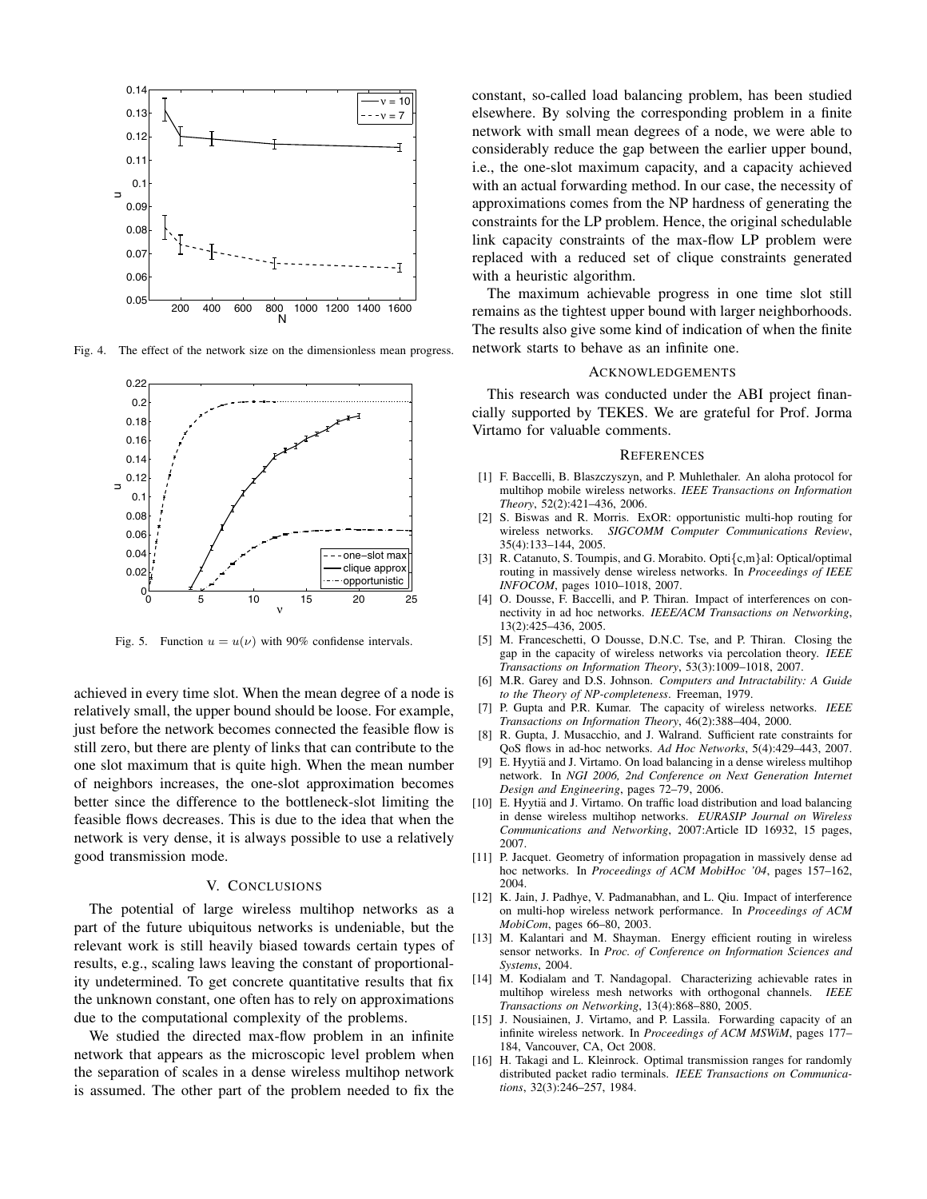0.14
0.13
0.12
0.11
0.1
0.09
0.08
0.07
0.06
0.05

u

200 400 600 800 1000 1200 1400 1600

N

ν = 10

ν = 7

Fig. 4. The effect of the network size on the dimensionless mean progress.

0.22
0.2
0.18
0.16
0.14
0.12
0.1
0.08
0.06
0.04
0.02
0

u

0 5 10 15 20 25

ν

one–slot max

clique approx

opportunistic

Fig. 5. Function $u = u(\nu)$ with 90% confidense intervals.

achieved in every time slot. When the mean degree of a node is relatively small, the upper bound should be loose. For example, just before the network becomes connected the feasible flow is still zero, but there are plenty of links that can contribute to the one slot maximum that is quite high. When the mean number of neighbors increases, the one-slot approximation becomes better since the difference to the bottleneck-slot limiting the feasible flows decreases. This is due to the idea that when the network is very dense, it is always possible to use a relatively good transmission mode.

## V. Conclusions

The potential of large wireless multihop networks as a part of the future ubiquitous networks is undeniable, but the relevant work is still heavily biased towards certain types of results, e.g., scaling laws leaving the constant of proportionality undetermined. To get concrete quantitative results that fix the unknown constant, one often has to rely on approximations due to the computational complexity of the problems.

We studied the directed max-flow problem in an infinite network that appears as the microscopic level problem when the separation of scales in a dense wireless multihop network is assumed. The other part of the problem needed to fix the constant, so-called load balancing problem, has been studied elsewhere. By solving the corresponding problem in a finite network with small mean degrees of a node, we were able to considerably reduce the gap between the earlier upper bound, i.e., the one-slot maximum capacity, and a capacity achieved with an actual forwarding method. In our case, the necessity of approximations comes from the NP hardness of generating the constraints for the LP problem. Hence, the original schedulable link capacity constraints of the max-flow LP problem were replaced with a reduced set of clique constraints generated with a heuristic algorithm.

The maximum achievable progress in one time slot still remains as the tightest upper bound with larger neighborhoods. The results also give some kind of indication of when the finite network starts to behave as an infinite one.

## Acknowledgements

This research was conducted under the ABI project financially supported by TEKES. We are grateful for Prof. Jorma Virtamo for valuable comments.

## References

[1] F. Baccelli, B. Blaszczyszyn, and P. Muhlethaler. An aloha protocol for multihop mobile wireless networks. *IEEE Transactions on Information Theory*, 52(2):421–436, 2006.

[2] S. Biswas and R. Morris. ExOR: opportunistic multi-hop routing for wireless networks. *SIGCOMM Computer Communications Review*, 35(4):133–144, 2005.

[3] R. Catanuto, S. Toumpis, and G. Morabito. Opti{c,m}al: Optical/optimal routing in massively dense wireless networks. In *Proceedings of IEEE INFOCOM*, pages 1010–1018, 2007.

[4] O. Dousse, F. Baccelli, and P. Thiran. Impact of interferences on connectivity in ad hoc networks. *IEEE/ACM Transactions on Networking*, 13(2):425–436, 2005.

[5] M. Franceschetti, O Dousse, D.N.C. Tse, and P. Thiran. Closing the gap in the capacity of wireless networks via percolation theory. *IEEE Transactions on Information Theory*, 53(3):1009–1018, 2007.

[6] M.R. Garey and D.S. Johnson. *Computers and Intractability: A Guide to the Theory of NP-completeness*. Freeman, 1979.

[7] P. Gupta and P.R. Kumar. The capacity of wireless networks. *IEEE Transactions on Information Theory*, 46(2):388–404, 2000.

[8] R. Gupta, J. Musacchio, and J. Walrand. Sufficient rate constraints for QoS flows in ad-hoc networks. *Ad Hoc Networks*, 5(4):429–443, 2007.

[9] E. Hyytiä and J. Virtamo. On load balancing in a dense wireless multihop network. In *NGI 2006, 2nd Conference on Next Generation Internet Design and Engineering*, pages 72–79, 2006.

[10] E. Hyytiä and J. Virtamo. On traffic load distribution and load balancing in dense wireless multihop networks. *EURASIP Journal on Wireless Communications and Networking*, 2007:Article ID 16932, 15 pages, 2007.

[11] P. Jacquet. Geometry of information propagation in massively dense ad hoc networks. In *Proceedings of ACM MobiHoc '04*, pages 157–162, 2004.

[12] K. Jain, J. Padhye, V. Padmanabhan, and L. Qiu. Impact of interference on multi-hop wireless network performance. In *Proceedings of ACM MobiCom*, pages 66–80, 2003.

[13] M. Kalantari and M. Shayman. Energy efficient routing in wireless sensor networks. In *Proc. of Conference on Information Sciences and Systems*, 2004.

[14] M. Kodialam and T. Nandagopal. Characterizing achievable rates in multihop wireless mesh networks with orthogonal channels. *IEEE Transactions on Networking*, 13(4):868–880, 2005.

[15] J. Nousiainen, J. Virtamo, and P. Lassila. Forwarding capacity of an infinite wireless network. In *Proceedings of ACM MSWiM*, pages 177–184, Vancouver, CA, Oct 2008.

[16] H. Takagi and L. Kleinrock. Optimal transmission ranges for randomly distributed packet radio terminals. *IEEE Transactions on Communications*, 32(3):246–257, 1984.